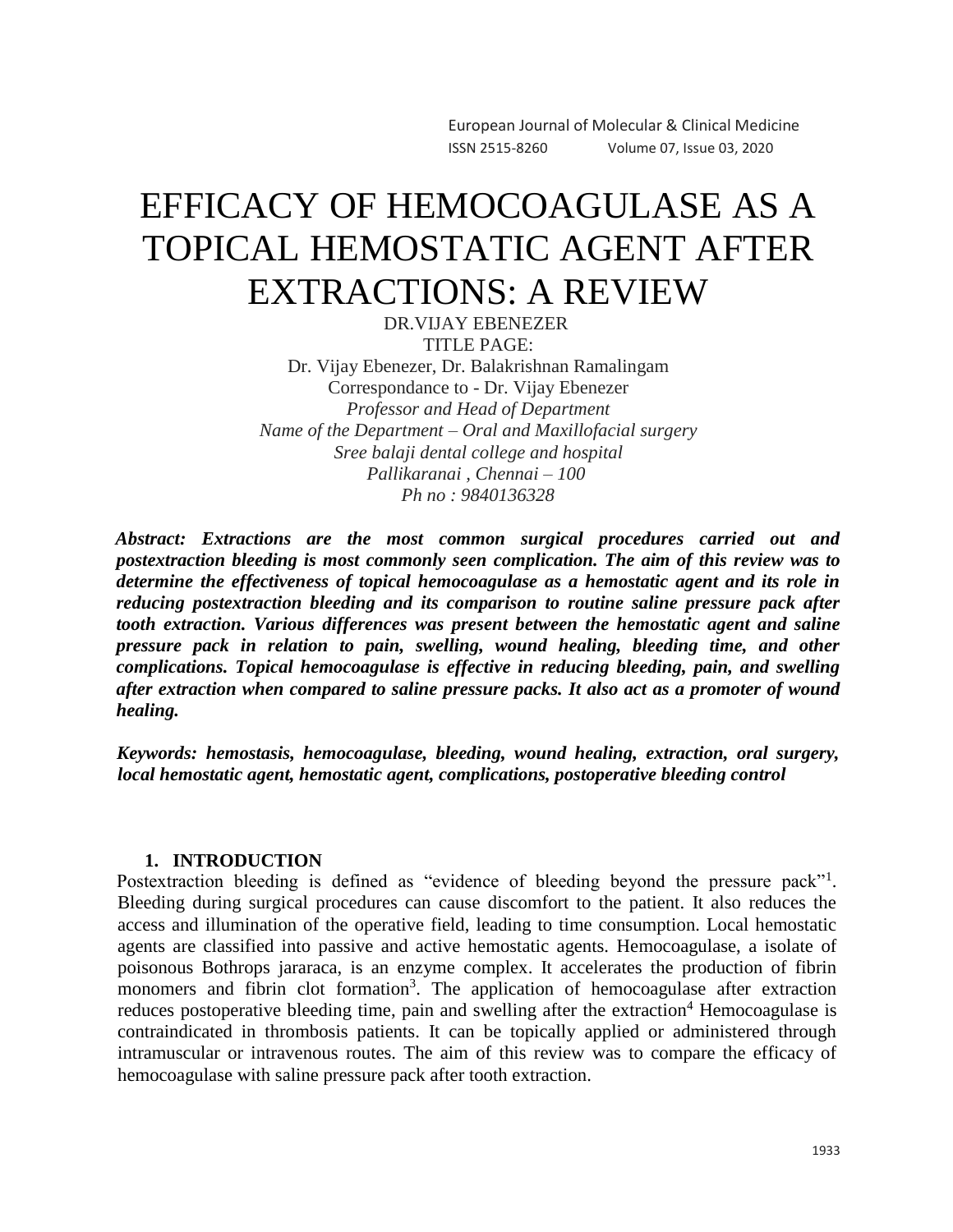# EFFICACY OF HEMOCOAGULASE AS A TOPICAL HEMOSTATIC AGENT AFTER EXTRACTIONS: A REVIEW

DR.VIJAY EBENEZER

TITLE PAGE:

Dr. Vijay Ebenezer, Dr. Balakrishnan Ramalingam

Correspondance to - Dr. Vijay Ebenezer

*Professor and Head of Department*

*Name of the Department – Oral and Maxillofacial surgery*

*Sree balaji dental college and hospital*

*Pallikaranai , Chennai – 100*

*Ph no : 9840136328*

***Abstract: Extractions are the most common surgical procedures carried out and postextraction bleeding is most commonly seen complication. The aim of this review was to determine the effectiveness of topical hemocoagulase as a hemostatic agent and its role in reducing postextraction bleeding and its comparison to routine saline pressure pack after tooth extraction. Various differences was present between the hemostatic agent and saline pressure pack in relation to pain, swelling, wound healing, bleeding time, and other complications. Topical hemocoagulase is effective in reducing bleeding, pain, and swelling after extraction when compared to saline pressure packs. It also act as a promoter of wound healing.***

***Keywords: hemostasis, hemocoagulase, bleeding, wound healing, extraction, oral surgery, local hemostatic agent, hemostatic agent, complications, postoperative bleeding control***

## 1. INTRODUCTION

Postextraction bleeding is defined as "evidence of bleeding beyond the pressure pack"[1]. Bleeding during surgical procedures can cause discomfort to the patient. It also reduces the access and illumination of the operative field, leading to time consumption. Local hemostatic agents are classified into passive and active hemostatic agents. Hemocoagulase, a isolate of poisonous Bothrops jararaca, is an enzyme complex. It accelerates the production of fibrin monomers and fibrin clot formation[3]. The application of hemocoagulase after extraction reduces postoperative bleeding time, pain and swelling after the extraction[4] Hemocoagulase is contraindicated in thrombosis patients. It can be topically applied or administered through intramuscular or intravenous routes. The aim of this review was to compare the efficacy of hemocoagulase with saline pressure pack after tooth extraction.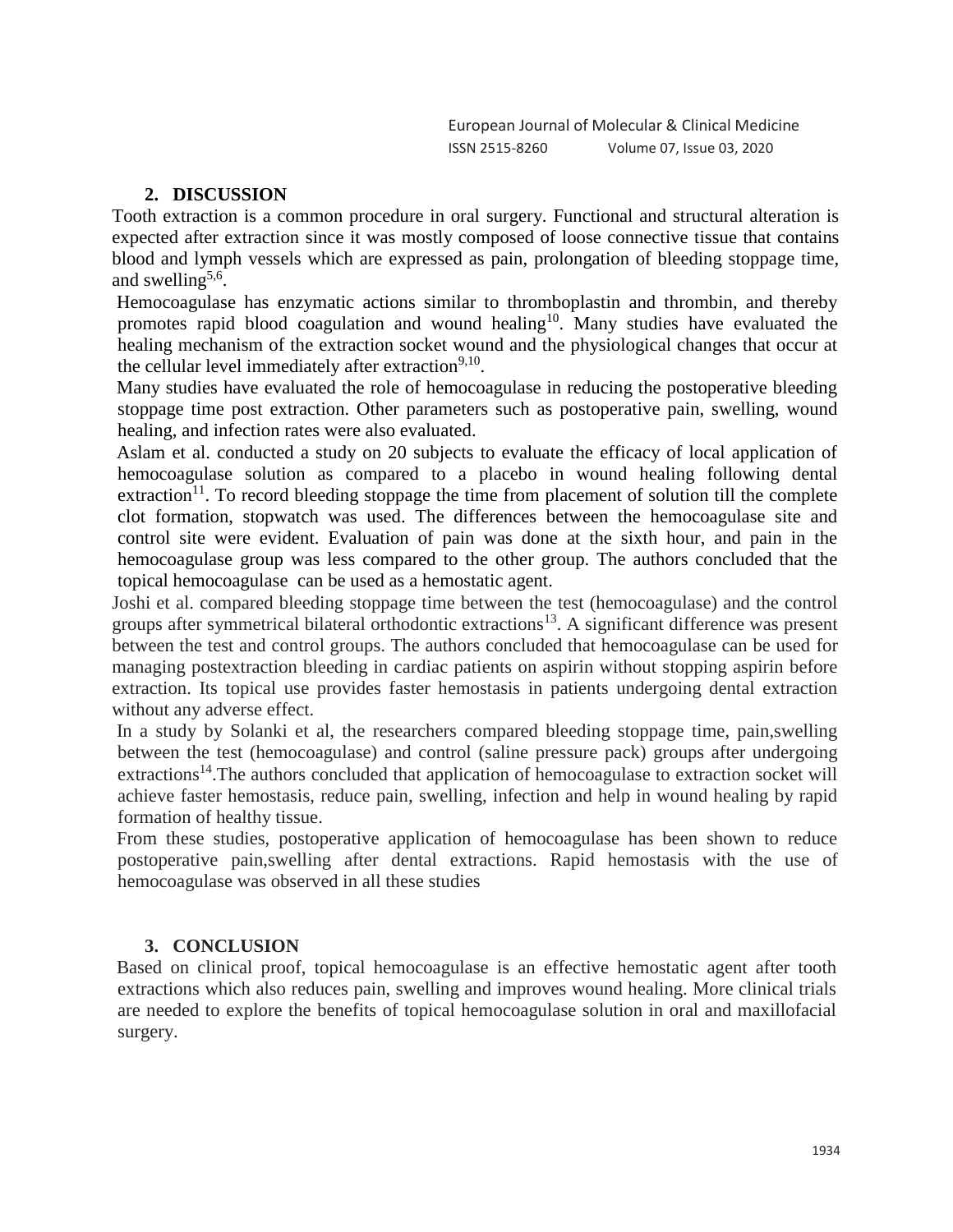## 2. DISCUSSION

Tooth extraction is a common procedure in oral surgery. Functional and structural alteration is expected after extraction since it was mostly composed of loose connective tissue that contains blood and lymph vessels which are expressed as pain, prolongation of bleeding stoppage time, and swelling[5,6].

Hemocoagulase has enzymatic actions similar to thromboplastin and thrombin, and thereby promotes rapid blood coagulation and wound healing[10]. Many studies have evaluated the healing mechanism of the extraction socket wound and the physiological changes that occur at the cellular level immediately after extraction[9,10].

Many studies have evaluated the role of hemocoagulase in reducing the postoperative bleeding stoppage time post extraction. Other parameters such as postoperative pain, swelling, wound healing, and infection rates were also evaluated.

Aslam et al. conducted a study on 20 subjects to evaluate the efficacy of local application of hemocoagulase solution as compared to a placebo in wound healing following dental extraction[11]. To record bleeding stoppage the time from placement of solution till the complete clot formation, stopwatch was used. The differences between the hemocoagulase site and control site were evident. Evaluation of pain was done at the sixth hour, and pain in the hemocoagulase group was less compared to the other group. The authors concluded that the topical hemocoagulase can be used as a hemostatic agent.

Joshi et al. compared bleeding stoppage time between the test (hemocoagulase) and the control groups after symmetrical bilateral orthodontic extractions[13]. A significant difference was present between the test and control groups. The authors concluded that hemocoagulase can be used for managing postextraction bleeding in cardiac patients on aspirin without stopping aspirin before extraction. Its topical use provides faster hemostasis in patients undergoing dental extraction without any adverse effect.

In a study by Solanki et al, the researchers compared bleeding stoppage time, pain,swelling between the test (hemocoagulase) and control (saline pressure pack) groups after undergoing extractions[14].The authors concluded that application of hemocoagulase to extraction socket will achieve faster hemostasis, reduce pain, swelling, infection and help in wound healing by rapid formation of healthy tissue.

From these studies, postoperative application of hemocoagulase has been shown to reduce postoperative pain,swelling after dental extractions. Rapid hemostasis with the use of hemocoagulase was observed in all these studies

## 3. CONCLUSION

Based on clinical proof, topical hemocoagulase is an effective hemostatic agent after tooth extractions which also reduces pain, swelling and improves wound healing. More clinical trials are needed to explore the benefits of topical hemocoagulase solution in oral and maxillofacial surgery.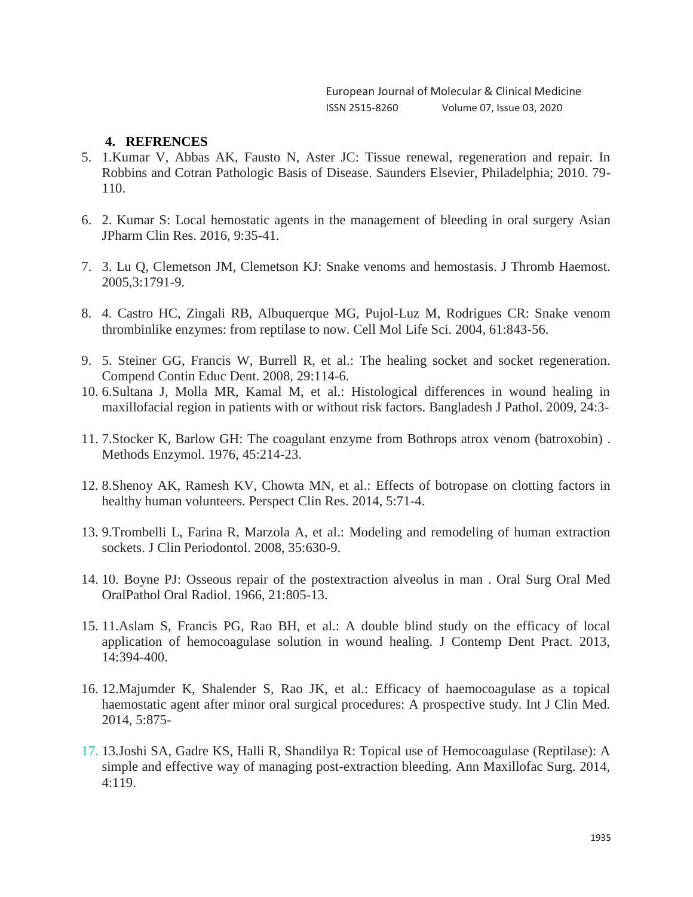## 4. REFRENCES

5. 1.Kumar V, Abbas AK, Fausto N, Aster JC: Tissue renewal, regeneration and repair. In Robbins and Cotran Pathologic Basis of Disease. Saunders Elsevier, Philadelphia; 2010. 79-110.

6. 2. Kumar S: Local hemostatic agents in the management of bleeding in oral surgery Asian JPharm Clin Res. 2016, 9:35-41.

7. 3. Lu Q, Clemetson JM, Clemetson KJ: Snake venoms and hemostasis. J Thromb Haemost. 2005,3:1791-9.

8. 4. Castro HC, Zingali RB, Albuquerque MG, Pujol-Luz M, Rodrigues CR: Snake venom thrombinlike enzymes: from reptilase to now. Cell Mol Life Sci. 2004, 61:843-56.

9. 5. Steiner GG, Francis W, Burrell R, et al.: The healing socket and socket regeneration. Compend Contin Educ Dent. 2008, 29:114-6.
10. 6.Sultana J, Molla MR, Kamal M, et al.: Histological differences in wound healing in maxillofacial region in patients with or without risk factors. Bangladesh J Pathol. 2009, 24:3-

11. 7.Stocker K, Barlow GH: The coagulant enzyme from Bothrops atrox venom (batroxobin) . Methods Enzymol. 1976, 45:214-23.

12. 8.Shenoy AK, Ramesh KV, Chowta MN, et al.: Effects of botropase on clotting factors in healthy human volunteers. Perspect Clin Res. 2014, 5:71-4.

13. 9.Trombelli L, Farina R, Marzola A, et al.: Modeling and remodeling of human extraction sockets. J Clin Periodontol. 2008, 35:630-9.

14. 10. Boyne PJ: Osseous repair of the postextraction alveolus in man . Oral Surg Oral Med OralPathol Oral Radiol. 1966, 21:805-13.

15. 11.Aslam S, Francis PG, Rao BH, et al.: A double blind study on the efficacy of local application of hemocoagulase solution in wound healing. J Contemp Dent Pract. 2013, 14:394-400.

16. 12.Majumder K, Shalender S, Rao JK, et al.: Efficacy of haemocoagulase as a topical haemostatic agent after minor oral surgical procedures: A prospective study. Int J Clin Med. 2014, 5:875-

17. 13.Joshi SA, Gadre KS, Halli R, Shandilya R: Topical use of Hemocoagulase (Reptilase): A simple and effective way of managing post-extraction bleeding. Ann Maxillofac Surg. 2014, 4:119.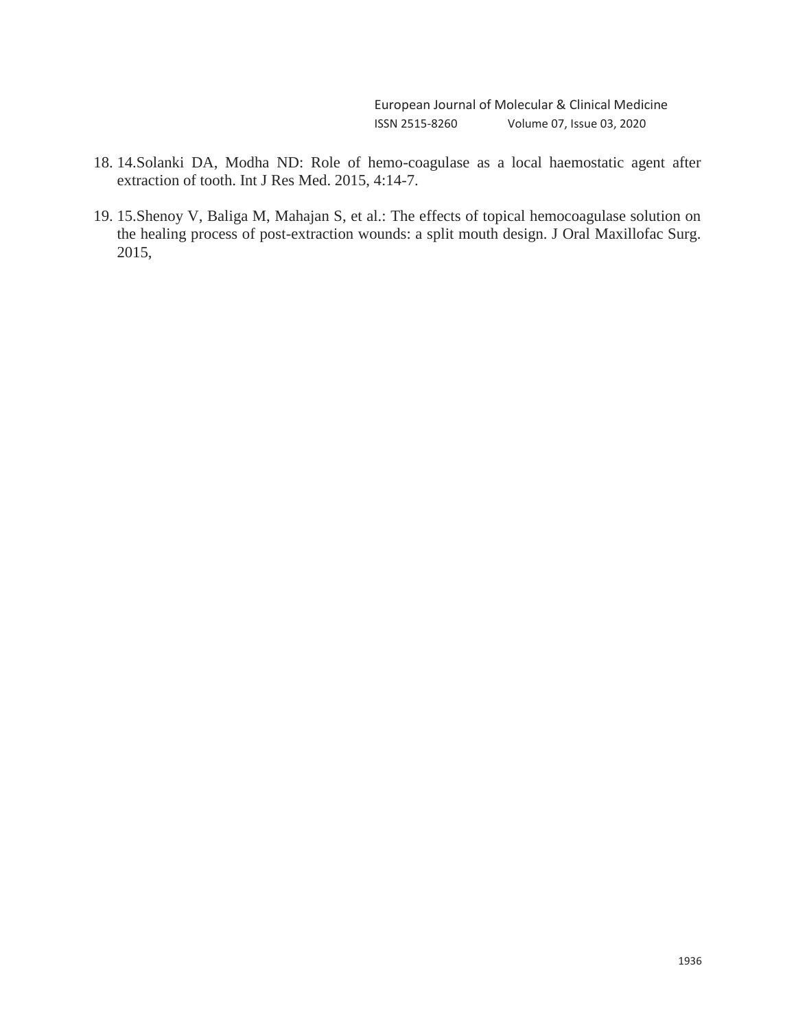18. 14.Solanki DA, Modha ND: Role of hemo-coagulase as a local haemostatic agent after extraction of tooth. Int J Res Med. 2015, 4:14-7.

19. 15.Shenoy V, Baliga M, Mahajan S, et al.: The effects of topical hemocoagulase solution on the healing process of post-extraction wounds: a split mouth design. J Oral Maxillofac Surg. 2015,